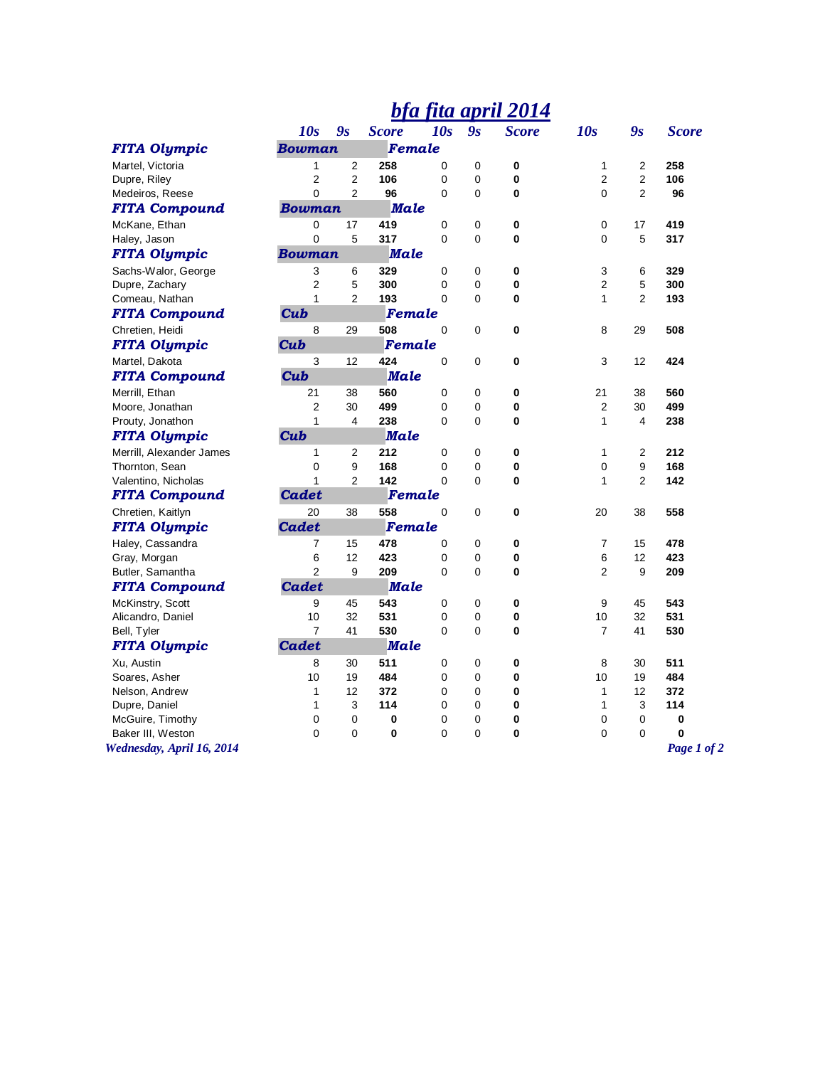# bfa fita april 2014

| | 10s | 9s | Score | 10s | 9s | Score | 10s | 9s | Score |
|---|---|---|---|---|---|---|---|---|---|
| ***FITA Olympic*** | ***Bowman*** | | ***Female*** | | | | | | |
| Martel, Victoria | 1 | 2 | **258** | 0 | 0 | **0** | 1 | 2 | **258** |
| Dupre, Riley | 2 | 2 | **106** | 0 | 0 | **0** | 2 | 2 | **106** |
| Medeiros, Reese | 0 | 2 | **96** | 0 | 0 | **0** | 0 | 2 | **96** |
| ***FITA Compound*** | ***Bowman*** | | ***Male*** | | | | | | |
| McKane, Ethan | 0 | 17 | **419** | 0 | 0 | **0** | 0 | 17 | **419** |
| Haley, Jason | 0 | 5 | **317** | 0 | 0 | **0** | 0 | 5 | **317** |
| ***FITA Olympic*** | ***Bowman*** | | ***Male*** | | | | | | |
| Sachs-Walor, George | 3 | 6 | **329** | 0 | 0 | **0** | 3 | 6 | **329** |
| Dupre, Zachary | 2 | 5 | **300** | 0 | 0 | **0** | 2 | 5 | **300** |
| Comeau, Nathan | 1 | 2 | **193** | 0 | 0 | **0** | 1 | 2 | **193** |
| ***FITA Compound*** | ***Cub*** | | ***Female*** | | | | | | |
| Chretien, Heidi | 8 | 29 | **508** | 0 | 0 | **0** | 8 | 29 | **508** |
| ***FITA Olympic*** | ***Cub*** | | ***Female*** | | | | | | |
| Martel, Dakota | 3 | 12 | **424** | 0 | 0 | **0** | 3 | 12 | **424** |
| ***FITA Compound*** | ***Cub*** | | ***Male*** | | | | | | |
| Merrill, Ethan | 21 | 38 | **560** | 0 | 0 | **0** | 21 | 38 | **560** |
| Moore, Jonathan | 2 | 30 | **499** | 0 | 0 | **0** | 2 | 30 | **499** |
| Prouty, Jonathon | 1 | 4 | **238** | 0 | 0 | **0** | 1 | 4 | **238** |
| ***FITA Olympic*** | ***Cub*** | | ***Male*** | | | | | | |
| Merrill, Alexander James | 1 | 2 | **212** | 0 | 0 | **0** | 1 | 2 | **212** |
| Thornton, Sean | 0 | 9 | **168** | 0 | 0 | **0** | 0 | 9 | **168** |
| Valentino, Nicholas | 1 | 2 | **142** | 0 | 0 | **0** | 1 | 2 | **142** |
| ***FITA Compound*** | ***Cadet*** | | ***Female*** | | | | | | |
| Chretien, Kaitlyn | 20 | 38 | **558** | 0 | 0 | **0** | 20 | 38 | **558** |
| ***FITA Olympic*** | ***Cadet*** | | ***Female*** | | | | | | |
| Haley, Cassandra | 7 | 15 | **478** | 0 | 0 | **0** | 7 | 15 | **478** |
| Gray, Morgan | 6 | 12 | **423** | 0 | 0 | **0** | 6 | 12 | **423** |
| Butler, Samantha | 2 | 9 | **209** | 0 | 0 | **0** | 2 | 9 | **209** |
| ***FITA Compound*** | ***Cadet*** | | ***Male*** | | | | | | |
| McKinstry, Scott | 9 | 45 | **543** | 0 | 0 | **0** | 9 | 45 | **543** |
| Alicandro, Daniel | 10 | 32 | **531** | 0 | 0 | **0** | 10 | 32 | **531** |
| Bell, Tyler | 7 | 41 | **530** | 0 | 0 | **0** | 7 | 41 | **530** |
| ***FITA Olympic*** | ***Cadet*** | | ***Male*** | | | | | | |
| Xu, Austin | 8 | 30 | **511** | 0 | 0 | **0** | 8 | 30 | **511** |
| Soares, Asher | 10 | 19 | **484** | 0 | 0 | **0** | 10 | 19 | **484** |
| Nelson, Andrew | 1 | 12 | **372** | 0 | 0 | **0** | 1 | 12 | **372** |
| Dupre, Daniel | 1 | 3 | **114** | 0 | 0 | **0** | 1 | 3 | **114** |
| McGuire, Timothy | 0 | 0 | **0** | 0 | 0 | **0** | 0 | 0 | **0** |
| Baker III, Weston | 0 | 0 | **0** | 0 | 0 | **0** | 0 | 0 | **0** |

*Wednesday, April 16, 2014*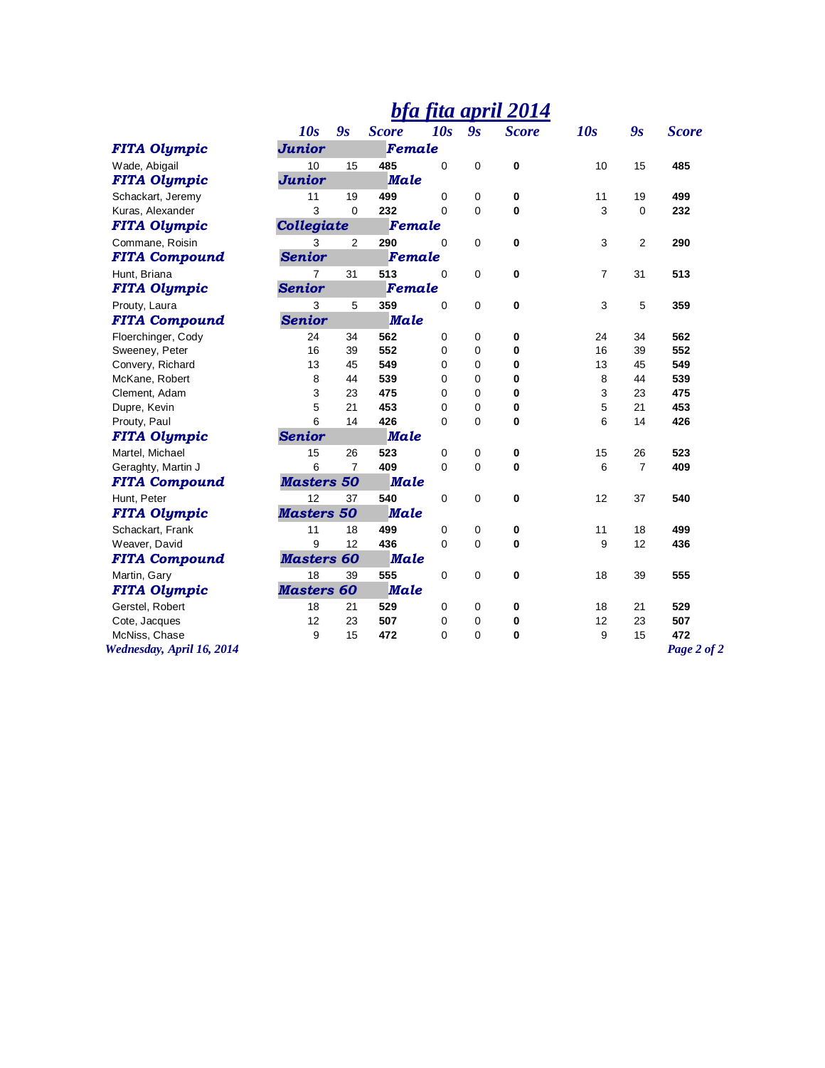# bfa fita april 2014

| | 10s | 9s | Score | 10s | 9s | Score | 10s | 9s | Score |
|---|---|---|---|---|---|---|---|---|---|
| **FITA Olympic** | **Junior** | | **Female** | | | | | | |
| Wade, Abigail | 10 | 15 | **485** | 0 | 0 | **0** | 10 | 15 | **485** |
| **FITA Olympic** | **Junior** | | **Male** | | | | | | |
| Schackart, Jeremy | 11 | 19 | **499** | 0 | 0 | **0** | 11 | 19 | **499** |
| Kuras, Alexander | 3 | 0 | **232** | 0 | 0 | **0** | 3 | 0 | **232** |
| **FITA Olympic** | **Collegiate** | | **Female** | | | | | | |
| Commane, Roisin | 3 | 2 | **290** | 0 | 0 | **0** | 3 | 2 | **290** |
| **FITA Compound** | **Senior** | | **Female** | | | | | | |
| Hunt, Briana | 7 | 31 | **513** | 0 | 0 | **0** | 7 | 31 | **513** |
| **FITA Olympic** | **Senior** | | **Female** | | | | | | |
| Prouty, Laura | 3 | 5 | **359** | 0 | 0 | **0** | 3 | 5 | **359** |
| **FITA Compound** | **Senior** | | **Male** | | | | | | |
| Floerchinger, Cody | 24 | 34 | **562** | 0 | 0 | **0** | 24 | 34 | **562** |
| Sweeney, Peter | 16 | 39 | **552** | 0 | 0 | **0** | 16 | 39 | **552** |
| Convery, Richard | 13 | 45 | **549** | 0 | 0 | **0** | 13 | 45 | **549** |
| McKane, Robert | 8 | 44 | **539** | 0 | 0 | **0** | 8 | 44 | **539** |
| Clement, Adam | 3 | 23 | **475** | 0 | 0 | **0** | 3 | 23 | **475** |
| Dupre, Kevin | 5 | 21 | **453** | 0 | 0 | **0** | 5 | 21 | **453** |
| Prouty, Paul | 6 | 14 | **426** | 0 | 0 | **0** | 6 | 14 | **426** |
| **FITA Olympic** | **Senior** | | **Male** | | | | | | |
| Martel, Michael | 15 | 26 | **523** | 0 | 0 | **0** | 15 | 26 | **523** |
| Geraghty, Martin J | 6 | 7 | **409** | 0 | 0 | **0** | 6 | 7 | **409** |
| **FITA Compound** | **Masters 50** | | **Male** | | | | | | |
| Hunt, Peter | 12 | 37 | **540** | 0 | 0 | **0** | 12 | 37 | **540** |
| **FITA Olympic** | **Masters 50** | | **Male** | | | | | | |
| Schackart, Frank | 11 | 18 | **499** | 0 | 0 | **0** | 11 | 18 | **499** |
| Weaver, David | 9 | 12 | **436** | 0 | 0 | **0** | 9 | 12 | **436** |
| **FITA Compound** | **Masters 60** | | **Male** | | | | | | |
| Martin, Gary | 18 | 39 | **555** | 0 | 0 | **0** | 18 | 39 | **555** |
| **FITA Olympic** | **Masters 60** | | **Male** | | | | | | |
| Gerstel, Robert | 18 | 21 | **529** | 0 | 0 | **0** | 18 | 21 | **529** |
| Cote, Jacques | 12 | 23 | **507** | 0 | 0 | **0** | 12 | 23 | **507** |
| McNiss, Chase | 9 | 15 | **472** | 0 | 0 | **0** | 9 | 15 | **472** |

*Wednesday, April 16, 2014*